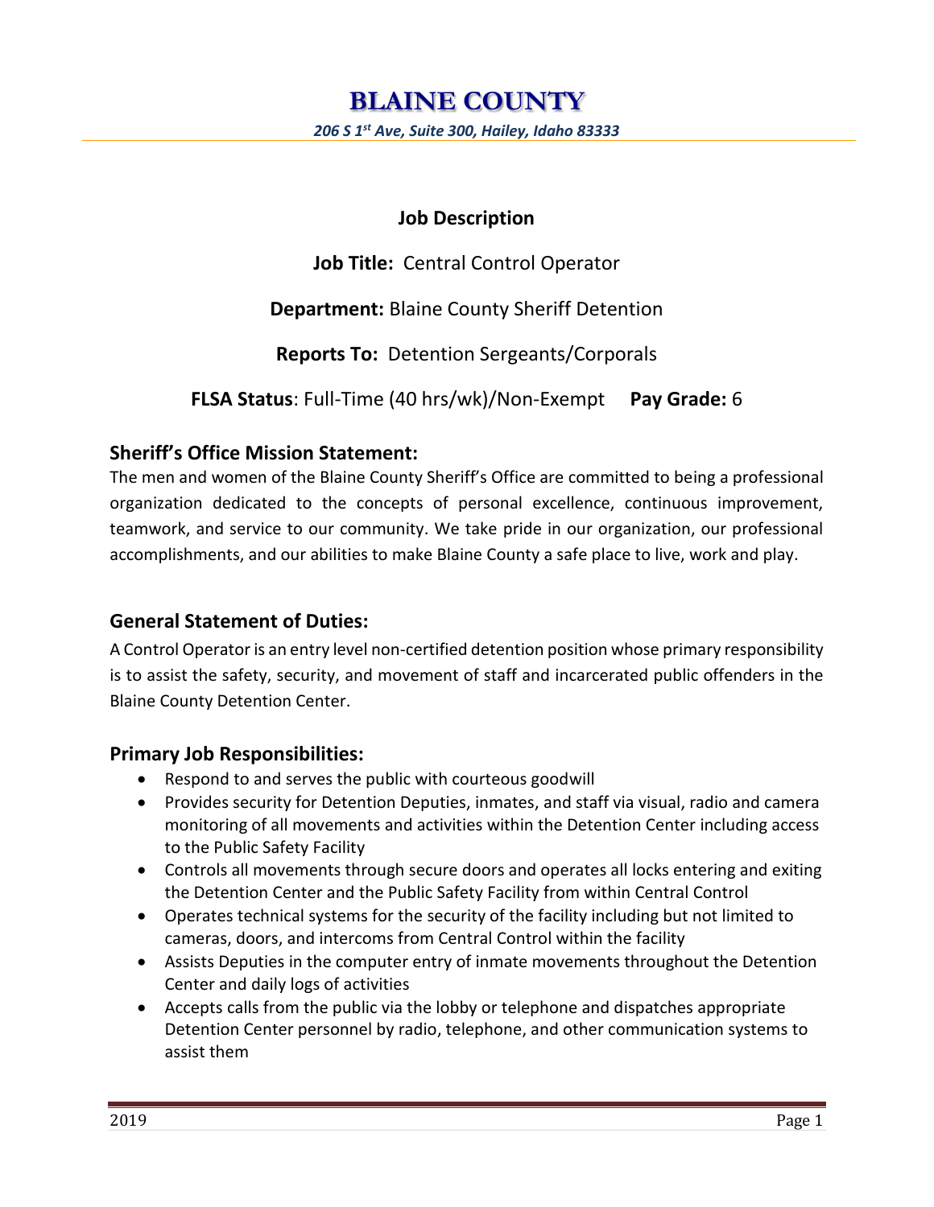# BLAINE COUNTY

*206 S 1st Ave, Suite 300, Hailey, Idaho 83333*

**Job Description**

**Job Title:** Central Control Operator

**Department:** Blaine County Sheriff Detention

**Reports To:** Detention Sergeants/Corporals

**FLSA Status**: Full-Time (40 hrs/wk)/Non-Exempt **Pay Grade:** 6

## Sheriff's Office Mission Statement:

The men and women of the Blaine County Sheriff's Office are committed to being a professional organization dedicated to the concepts of personal excellence, continuous improvement, teamwork, and service to our community. We take pride in our organization, our professional accomplishments, and our abilities to make Blaine County a safe place to live, work and play.

## General Statement of Duties:

A Control Operator is an entry level non-certified detention position whose primary responsibility is to assist the safety, security, and movement of staff and incarcerated public offenders in the Blaine County Detention Center.

## Primary Job Responsibilities:

- Respond to and serves the public with courteous goodwill
- Provides security for Detention Deputies, inmates, and staff via visual, radio and camera monitoring of all movements and activities within the Detention Center including access to the Public Safety Facility
- Controls all movements through secure doors and operates all locks entering and exiting the Detention Center and the Public Safety Facility from within Central Control
- Operates technical systems for the security of the facility including but not limited to cameras, doors, and intercoms from Central Control within the facility
- Assists Deputies in the computer entry of inmate movements throughout the Detention Center and daily logs of activities
- Accepts calls from the public via the lobby or telephone and dispatches appropriate Detention Center personnel by radio, telephone, and other communication systems to assist them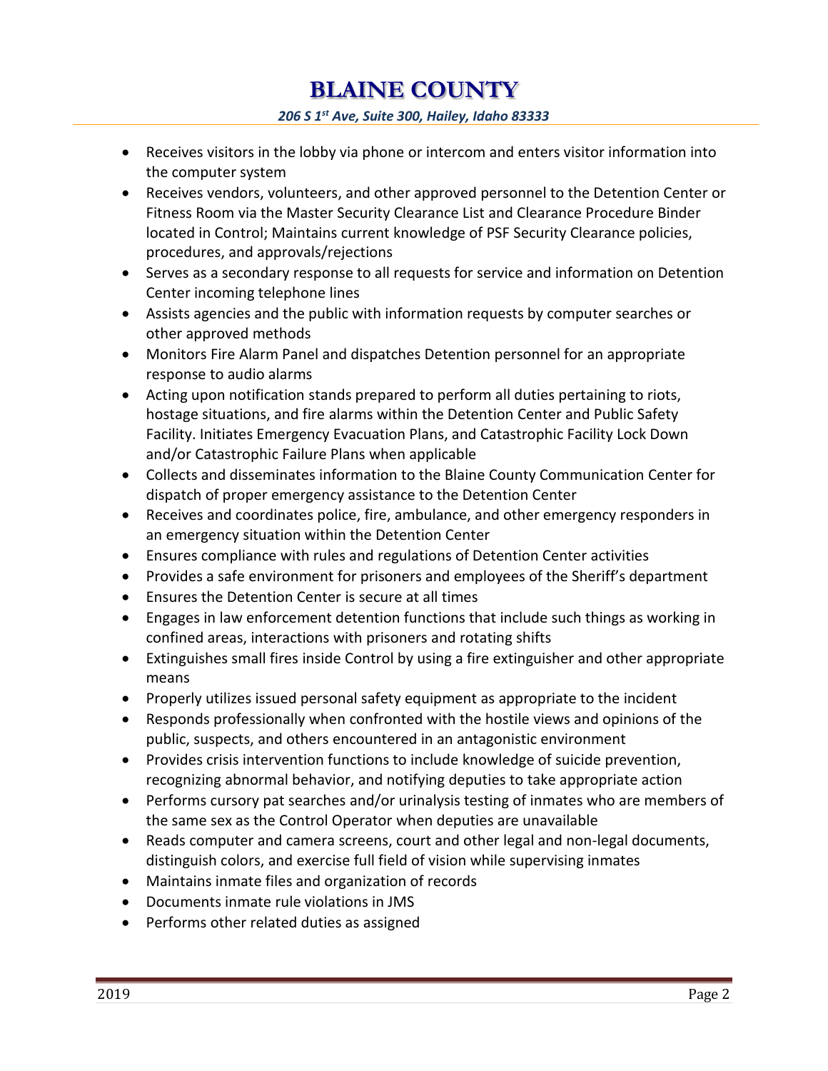- Receives visitors in the lobby via phone or intercom and enters visitor information into the computer system
- Receives vendors, volunteers, and other approved personnel to the Detention Center or Fitness Room via the Master Security Clearance List and Clearance Procedure Binder located in Control; Maintains current knowledge of PSF Security Clearance policies, procedures, and approvals/rejections
- Serves as a secondary response to all requests for service and information on Detention Center incoming telephone lines
- Assists agencies and the public with information requests by computer searches or other approved methods
- Monitors Fire Alarm Panel and dispatches Detention personnel for an appropriate response to audio alarms
- Acting upon notification stands prepared to perform all duties pertaining to riots, hostage situations, and fire alarms within the Detention Center and Public Safety Facility. Initiates Emergency Evacuation Plans, and Catastrophic Facility Lock Down and/or Catastrophic Failure Plans when applicable
- Collects and disseminates information to the Blaine County Communication Center for dispatch of proper emergency assistance to the Detention Center
- Receives and coordinates police, fire, ambulance, and other emergency responders in an emergency situation within the Detention Center
- Ensures compliance with rules and regulations of Detention Center activities
- Provides a safe environment for prisoners and employees of the Sheriff's department
- Ensures the Detention Center is secure at all times
- Engages in law enforcement detention functions that include such things as working in confined areas, interactions with prisoners and rotating shifts
- Extinguishes small fires inside Control by using a fire extinguisher and other appropriate means
- Properly utilizes issued personal safety equipment as appropriate to the incident
- Responds professionally when confronted with the hostile views and opinions of the public, suspects, and others encountered in an antagonistic environment
- Provides crisis intervention functions to include knowledge of suicide prevention, recognizing abnormal behavior, and notifying deputies to take appropriate action
- Performs cursory pat searches and/or urinalysis testing of inmates who are members of the same sex as the Control Operator when deputies are unavailable
- Reads computer and camera screens, court and other legal and non-legal documents, distinguish colors, and exercise full field of vision while supervising inmates
- Maintains inmate files and organization of records
- Documents inmate rule violations in JMS
- Performs other related duties as assigned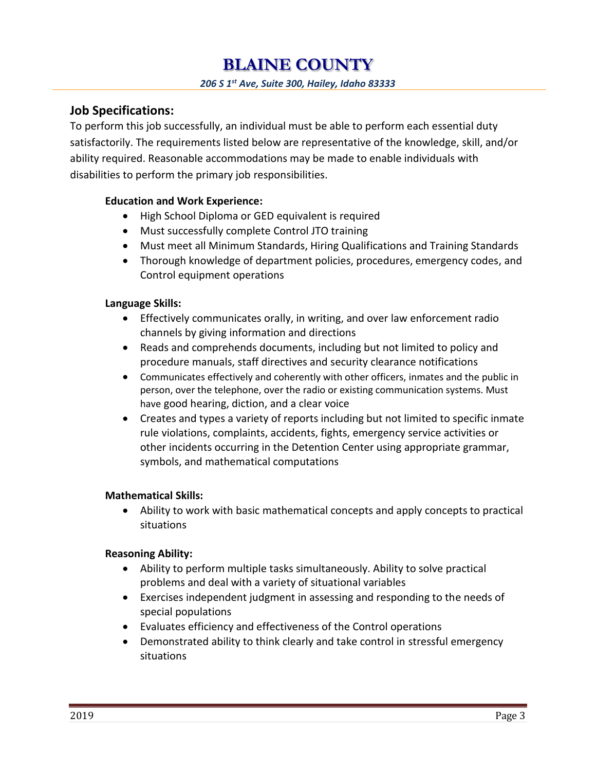## Job Specifications:

To perform this job successfully, an individual must be able to perform each essential duty satisfactorily. The requirements listed below are representative of the knowledge, skill, and/or ability required. Reasonable accommodations may be made to enable individuals with disabilities to perform the primary job responsibilities.

**Education and Work Experience:**

- High School Diploma or GED equivalent is required
- Must successfully complete Control JTO training
- Must meet all Minimum Standards, Hiring Qualifications and Training Standards
- Thorough knowledge of department policies, procedures, emergency codes, and Control equipment operations

**Language Skills:**

- Effectively communicates orally, in writing, and over law enforcement radio channels by giving information and directions
- Reads and comprehends documents, including but not limited to policy and procedure manuals, staff directives and security clearance notifications
- Communicates effectively and coherently with other officers, inmates and the public in person, over the telephone, over the radio or existing communication systems. Must have good hearing, diction, and a clear voice
- Creates and types a variety of reports including but not limited to specific inmate rule violations, complaints, accidents, fights, emergency service activities or other incidents occurring in the Detention Center using appropriate grammar, symbols, and mathematical computations

**Mathematical Skills:**

- Ability to work with basic mathematical concepts and apply concepts to practical situations

**Reasoning Ability:**

- Ability to perform multiple tasks simultaneously. Ability to solve practical problems and deal with a variety of situational variables
- Exercises independent judgment in assessing and responding to the needs of special populations
- Evaluates efficiency and effectiveness of the Control operations
- Demonstrated ability to think clearly and take control in stressful emergency situations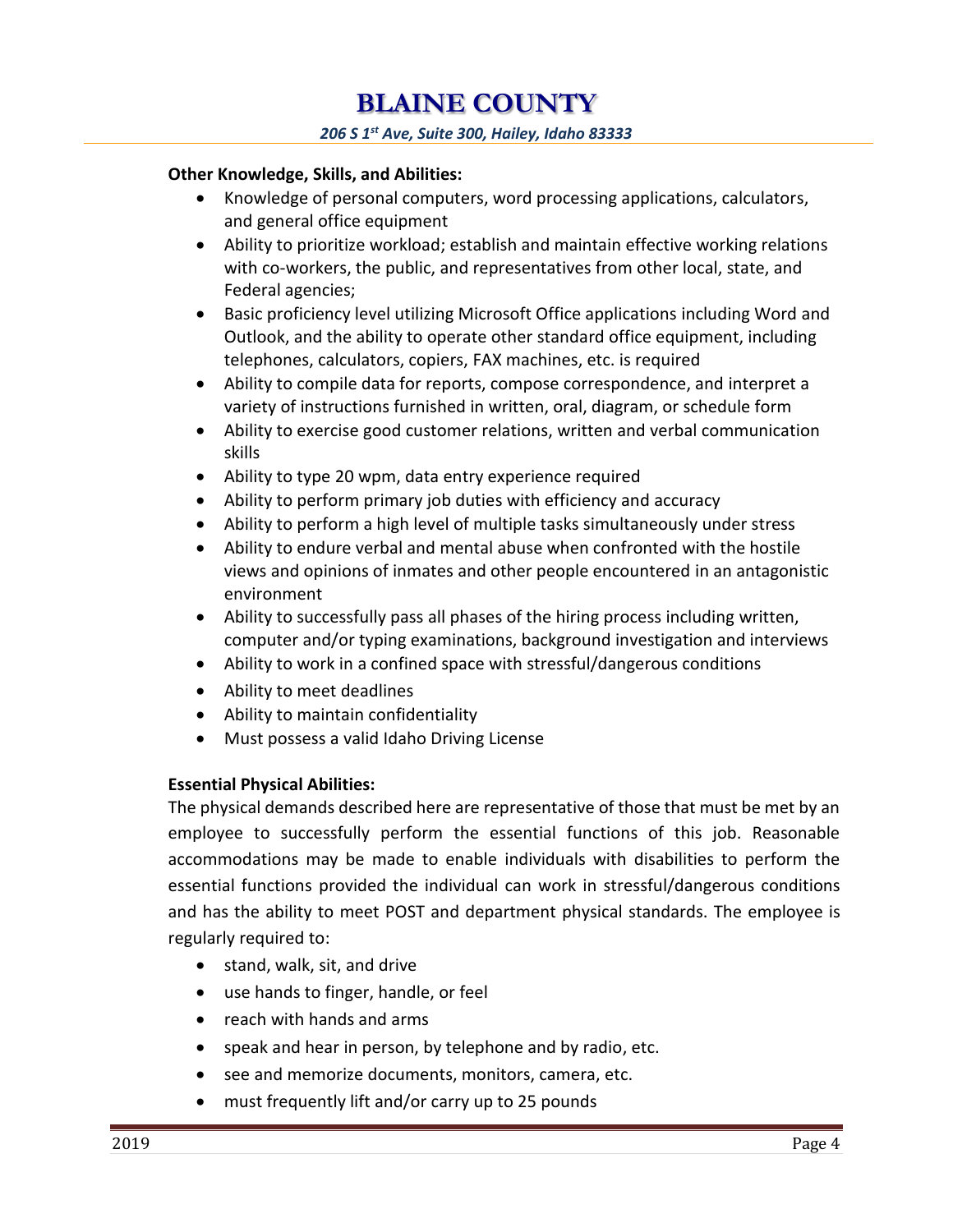**Other Knowledge, Skills, and Abilities:**

- Knowledge of personal computers, word processing applications, calculators, and general office equipment
- Ability to prioritize workload; establish and maintain effective working relations with co-workers, the public, and representatives from other local, state, and Federal agencies;
- Basic proficiency level utilizing Microsoft Office applications including Word and Outlook, and the ability to operate other standard office equipment, including telephones, calculators, copiers, FAX machines, etc. is required
- Ability to compile data for reports, compose correspondence, and interpret a variety of instructions furnished in written, oral, diagram, or schedule form
- Ability to exercise good customer relations, written and verbal communication skills
- Ability to type 20 wpm, data entry experience required
- Ability to perform primary job duties with efficiency and accuracy
- Ability to perform a high level of multiple tasks simultaneously under stress
- Ability to endure verbal and mental abuse when confronted with the hostile views and opinions of inmates and other people encountered in an antagonistic environment
- Ability to successfully pass all phases of the hiring process including written, computer and/or typing examinations, background investigation and interviews
- Ability to work in a confined space with stressful/dangerous conditions
- Ability to meet deadlines
- Ability to maintain confidentiality
- Must possess a valid Idaho Driving License

**Essential Physical Abilities:**

The physical demands described here are representative of those that must be met by an employee to successfully perform the essential functions of this job. Reasonable accommodations may be made to enable individuals with disabilities to perform the essential functions provided the individual can work in stressful/dangerous conditions and has the ability to meet POST and department physical standards. The employee is regularly required to:

- stand, walk, sit, and drive
- use hands to finger, handle, or feel
- reach with hands and arms
- speak and hear in person, by telephone and by radio, etc.
- see and memorize documents, monitors, camera, etc.
- must frequently lift and/or carry up to 25 pounds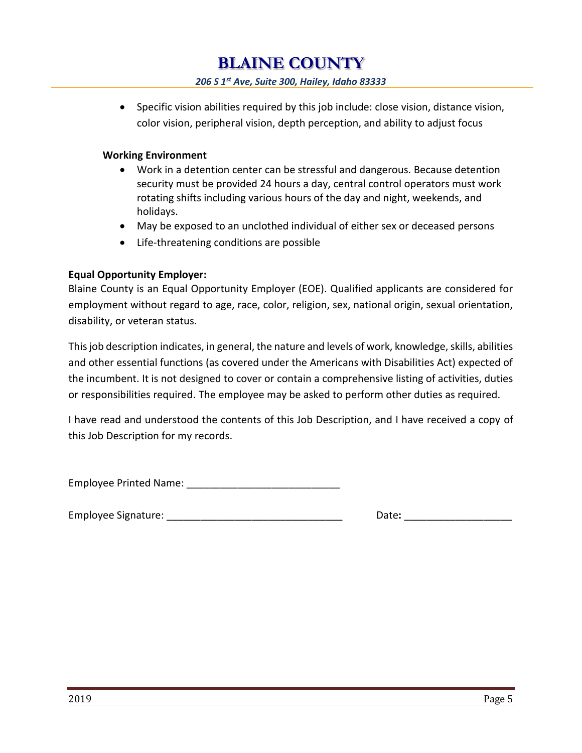- Specific vision abilities required by this job include: close vision, distance vision, color vision, peripheral vision, depth perception, and ability to adjust focus

**Working Environment**

- Work in a detention center can be stressful and dangerous. Because detention security must be provided 24 hours a day, central control operators must work rotating shifts including various hours of the day and night, weekends, and holidays.
- May be exposed to an unclothed individual of either sex or deceased persons
- Life-threatening conditions are possible

**Equal Opportunity Employer:**

Blaine County is an Equal Opportunity Employer (EOE). Qualified applicants are considered for employment without regard to age, race, color, religion, sex, national origin, sexual orientation, disability, or veteran status.

This job description indicates, in general, the nature and levels of work, knowledge, skills, abilities and other essential functions (as covered under the Americans with Disabilities Act) expected of the incumbent. It is not designed to cover or contain a comprehensive listing of activities, duties or responsibilities required. The employee may be asked to perform other duties as required.

I have read and understood the contents of this Job Description, and I have received a copy of this Job Description for my records.

Employee Printed Name: ___________________________

Employee Signature: _______________________________ Date: ___________________